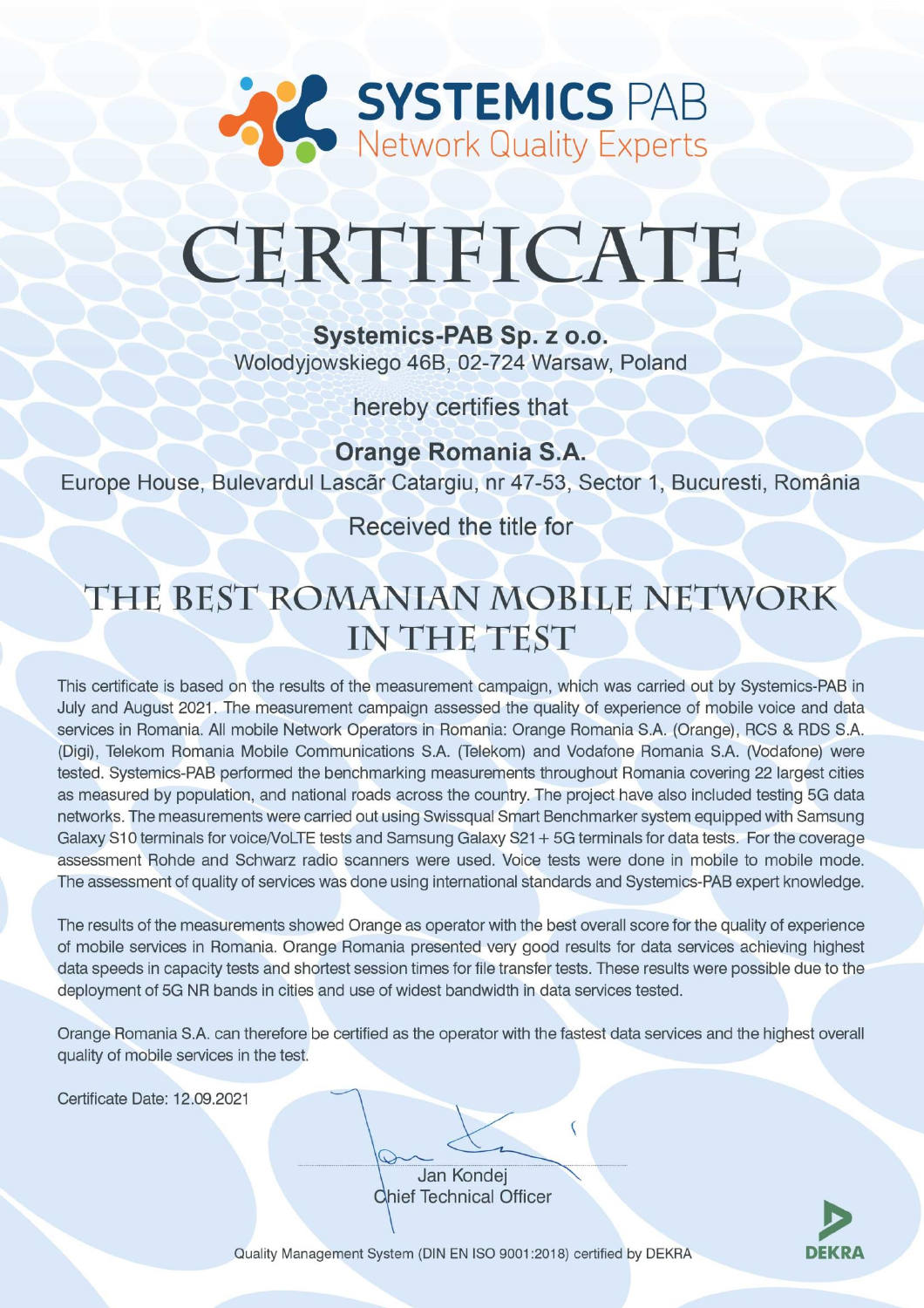SYSTEMICS PAB
Network Quality Experts

# CERTIFICATE

**Systemics-PAB Sp. z o.o.**
Wolodyjowskiego 46B, 02-724 Warsaw, Poland

hereby certifies that

**Orange Romania S.A.**
Europe House, Bulevardul Lascăr Catargiu, nr 47-53, Sector 1, Bucuresti, România

Received the title for

## THE BEST ROMANIAN MOBILE NETWORK IN THE TEST

This certificate is based on the results of the measurement campaign, which was carried out by Systemics-PAB in July and August 2021. The measurement campaign assessed the quality of experience of mobile voice and data services in Romania. All mobile Network Operators in Romania: Orange Romania S.A. (Orange), RCS & RDS S.A. (Digi), Telekom Romania Mobile Communications S.A. (Telekom) and Vodafone Romania S.A. (Vodafone) were tested. Systemics-PAB performed the benchmarking measurements throughout Romania covering 22 largest cities as measured by population, and national roads across the country. The project have also included testing 5G data networks. The measurements were carried out using Swissqual Smart Benchmarker system equipped with Samsung Galaxy S10 terminals for voice/VoLTE tests and Samsung Galaxy S21+ 5G terminals for data tests. For the coverage assessment Rohde and Schwarz radio scanners were used. Voice tests were done in mobile to mobile mode. The assessment of quality of services was done using international standards and Systemics-PAB expert knowledge.

The results of the measurements showed Orange as operator with the best overall score for the quality of experience of mobile services in Romania. Orange Romania presented very good results for data services achieving highest data speeds in capacity tests and shortest session times for file transfer tests. These results were possible due to the deployment of 5G NR bands in cities and use of widest bandwidth in data services tested.

Orange Romania S.A. can therefore be certified as the operator with the fastest data services and the highest overall quality of mobile services in the test.

Certificate Date: 12.09.2021

Jan Kondej
Chief Technical Officer

Quality Management System (DIN EN ISO 9001:2018) certified by DEKRA

DEKRA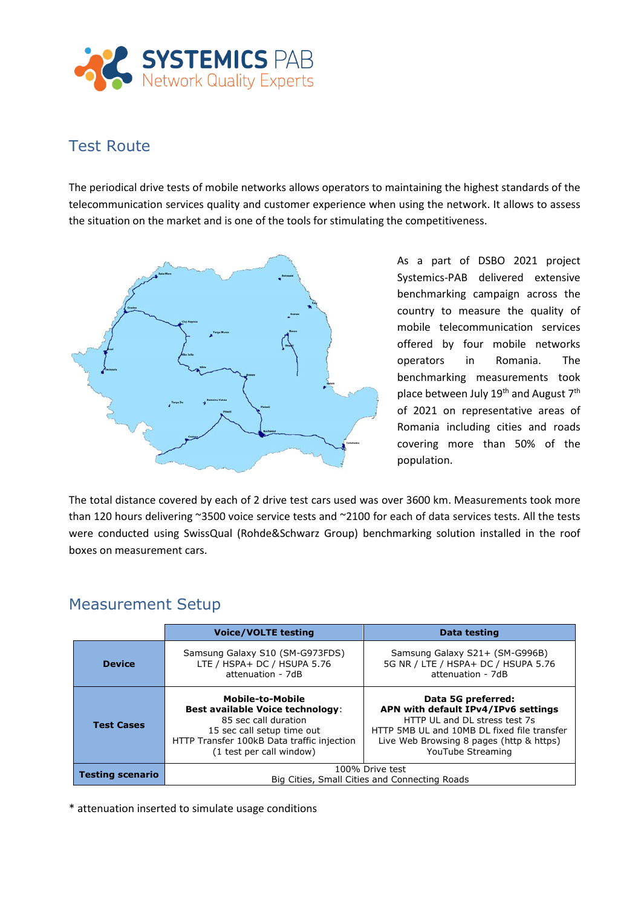## Test Route

The periodical drive tests of mobile networks allows operators to maintaining the highest standards of the telecommunication services quality and customer experience when using the network. It allows to assess the situation on the market and is one of the tools for stimulating the competitiveness.

As a part of DSBO 2021 project Systemics-PAB delivered extensive benchmarking campaign across the country to measure the quality of mobile telecommunication services offered by four mobile networks operators in Romania. The benchmarking measurements took place between July 19th and August 7th of 2021 on representative areas of Romania including cities and roads covering more than 50% of the population.

The total distance covered by each of 2 drive test cars used was over 3600 km. Measurements took more than 120 hours delivering ~3500 voice service tests and ~2100 for each of data services tests. All the tests were conducted using SwissQual (Rohde&Schwarz Group) benchmarking solution installed in the roof boxes on measurement cars.

## Measurement Setup

| | Voice/VOLTE testing | Data testing |
|---|---|---|
| **Device** | Samsung Galaxy S10 (SM-G973FDS)<br>LTE / HSPA+ DC / HSUPA 5.76<br>attenuation - 7dB | Samsung Galaxy S21+ (SM-G996B)<br>5G NR / LTE / HSPA+ DC / HSUPA 5.76<br>attenuation - 7dB |
| **Test Cases** | **Mobile-to-Mobile**<br>**Best available Voice technology**:<br>85 sec call duration<br>15 sec call setup time out<br>HTTP Transfer 100kB Data traffic injection<br>(1 test per call window) | **Data 5G preferred:**<br>**APN with default IPv4/IPv6 settings**<br>HTTP UL and DL stress test 7s<br>HTTP 5MB UL and 10MB DL fixed file transfer<br>Live Web Browsing 8 pages (http & https)<br>YouTube Streaming |
| **Testing scenario** | 100% Drive test<br>Big Cities, Small Cities and Connecting Roads | |

* attenuation inserted to simulate usage conditions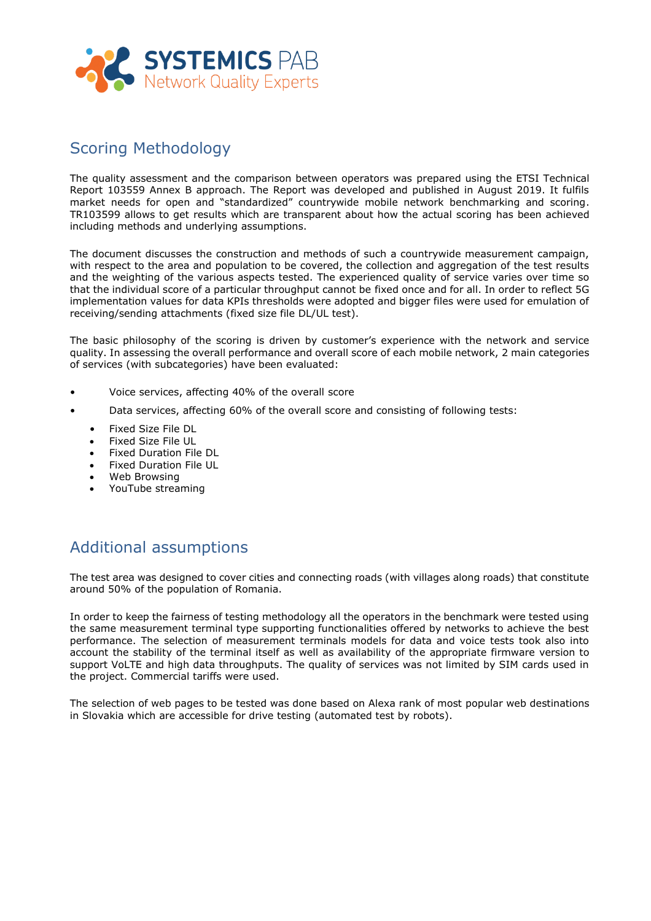## Scoring Methodology

The quality assessment and the comparison between operators was prepared using the ETSI Technical Report 103559 Annex B approach. The Report was developed and published in August 2019. It fulfils market needs for open and "standardized" countrywide mobile network benchmarking and scoring. TR103599 allows to get results which are transparent about how the actual scoring has been achieved including methods and underlying assumptions.

The document discusses the construction and methods of such a countrywide measurement campaign, with respect to the area and population to be covered, the collection and aggregation of the test results and the weighting of the various aspects tested. The experienced quality of service varies over time so that the individual score of a particular throughput cannot be fixed once and for all. In order to reflect 5G implementation values for data KPIs thresholds were adopted and bigger files were used for emulation of receiving/sending attachments (fixed size file DL/UL test).

The basic philosophy of the scoring is driven by customer's experience with the network and service quality. In assessing the overall performance and overall score of each mobile network, 2 main categories of services (with subcategories) have been evaluated:

- Voice services, affecting 40% of the overall score
- Data services, affecting 60% of the overall score and consisting of following tests:
  - Fixed Size File DL
  - Fixed Size File UL
  - Fixed Duration File DL
  - Fixed Duration File UL
  - Web Browsing
  - YouTube streaming

## Additional assumptions

The test area was designed to cover cities and connecting roads (with villages along roads) that constitute around 50% of the population of Romania.

In order to keep the fairness of testing methodology all the operators in the benchmark were tested using the same measurement terminal type supporting functionalities offered by networks to achieve the best performance. The selection of measurement terminals models for data and voice tests took also into account the stability of the terminal itself as well as availability of the appropriate firmware version to support VoLTE and high data throughputs. The quality of services was not limited by SIM cards used in the project. Commercial tariffs were used.

The selection of web pages to be tested was done based on Alexa rank of most popular web destinations in Slovakia which are accessible for drive testing (automated test by robots).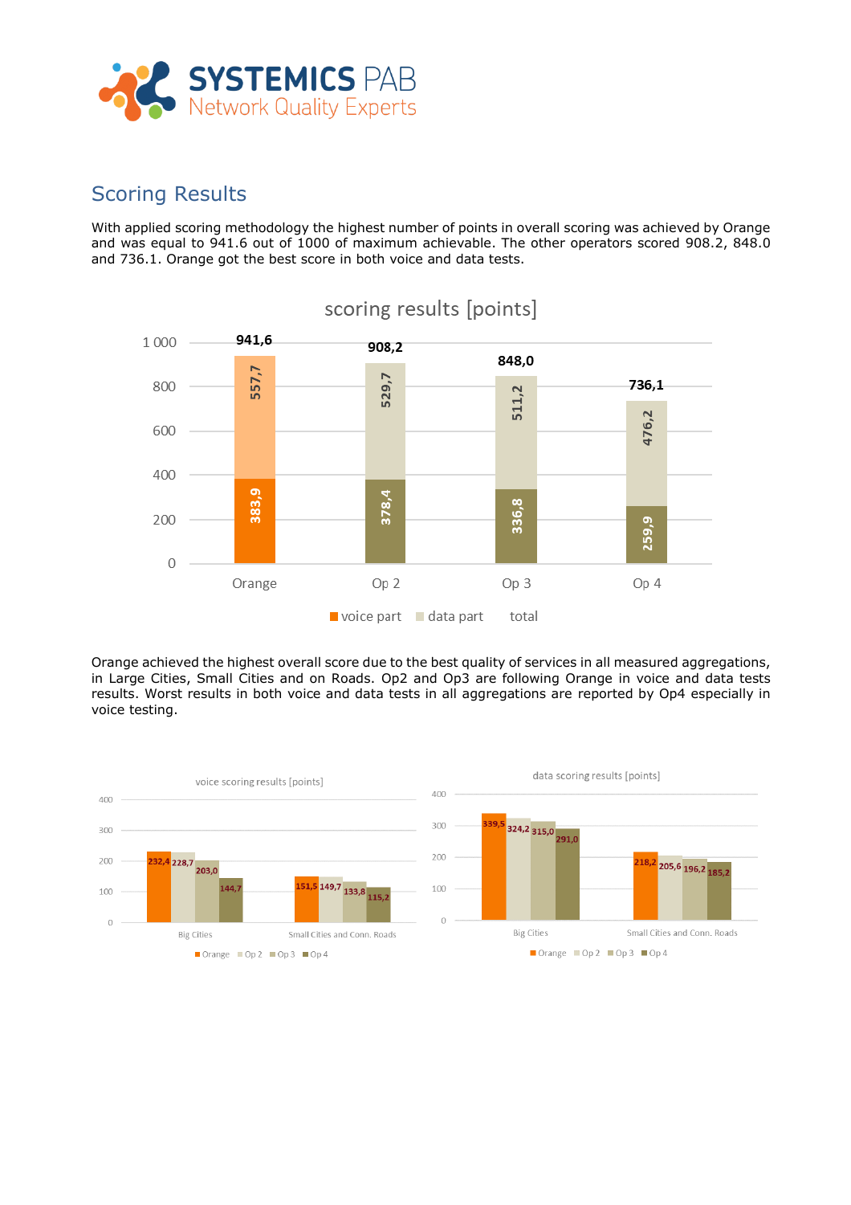## Scoring Results

With applied scoring methodology the highest number of points in overall scoring was achieved by Orange and was equal to 941.6 out of 1000 of maximum achievable. The other operators scored 908.2, 848.0 and 736.1. Orange got the best score in both voice and data tests.

scoring results [points]

1 000
800
600
400
200
0

941,6
908,2
848,0
736,1

557,7
529,7
511,2
476,2

383,9
378,4
336,8
259,9

Orange
Op 2
Op 3
Op 4

voice part data part total

Orange achieved the highest overall score due to the best quality of services in all measured aggregations, in Large Cities, Small Cities and on Roads. Op2 and Op3 are following Orange in voice and data tests results. Worst results in both voice and data tests in all aggregations are reported by Op4 especially in voice testing.

voice scoring results [points]

400
300
200
100
0

232,4 228,7 203,0 144,7
151,5 149,7 133,8 115,2

Big Cities
Small Cities and Conn. Roads

Orange Op 2 Op 3 Op 4

data scoring results [points]

400
300
200
100
0

339,5 324,2 315,0 291,0
218,2 205,6 196,2 185,2

Big Cities
Small Cities and Conn. Roads

Orange Op 2 Op 3 Op 4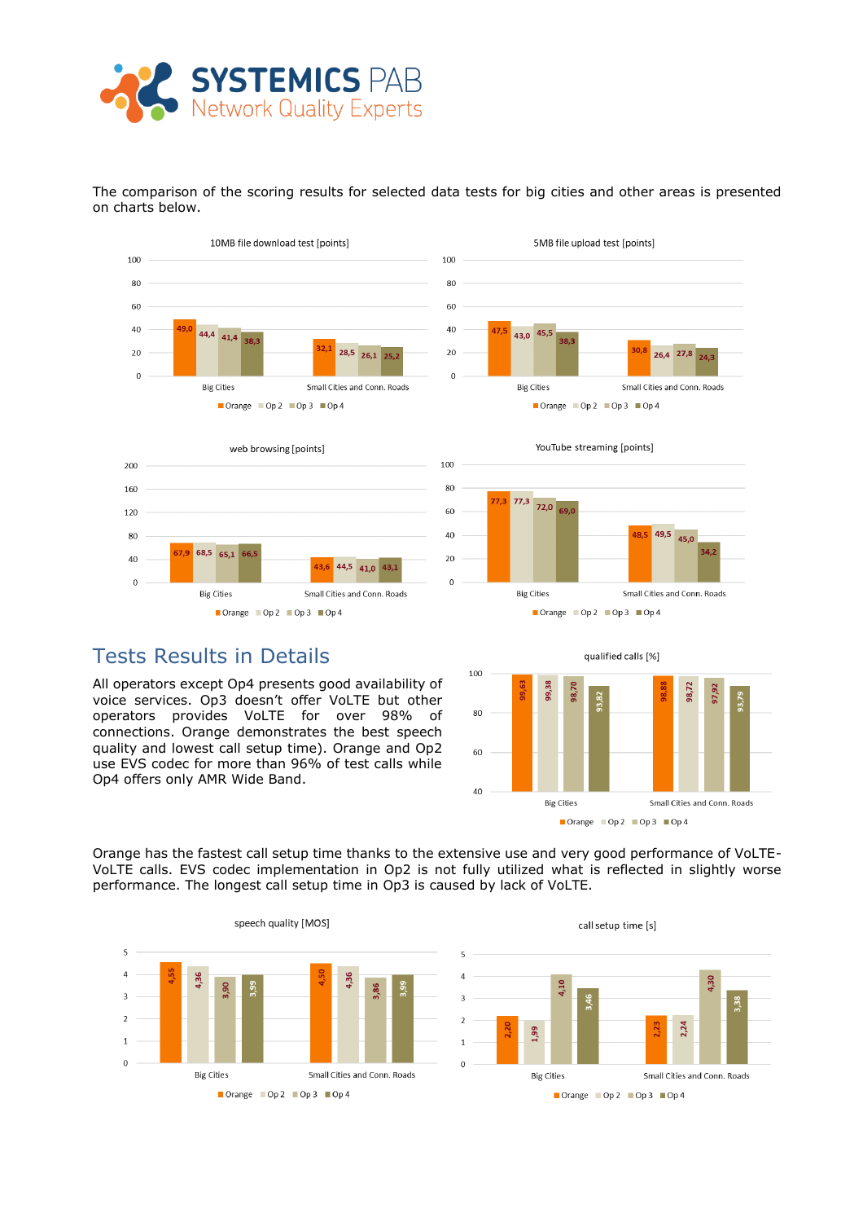The comparison of the scoring results for selected data tests for big cities and other areas is presented on charts below.

10MB file download test [points]

100
80
60
40
20
0

49,0 44,4 41,4 38,3
32,1 28,5 26,1 25,2

Big Cities
Small Cities and Conn. Roads

Orange Op 2 Op 3 Op 4

5MB file upload test [points]

100
80
60
40
20
0

47,5 43,0 45,5 38,3
30,8 26,4 27,8 24,3

Big Cities
Small Cities and Conn. Roads

Orange Op 2 Op 3 Op 4

web browsing [points]

200
160
120
80
40
0

67,9 68,5 65,1 66,5
43,6 44,5 41,0 43,1

Big Cities
Small Cities and Conn. Roads

Orange Op 2 Op 3 Op 4

YouTube streaming [points]

100
80
60
40
20
0

77,3 77,3 72,0 69,0
48,5 49,5 45,0 34,2

Big Cities
Small Cities and Conn. Roads

Orange Op 2 Op 3 Op 4

## Tests Results in Details

All operators except Op4 presents good availability of voice services. Op3 doesn't offer VoLTE but other operators provides VoLTE for over 98% of connections. Orange demonstrates the best speech quality and lowest call setup time). Orange and Op2 use EVS codec for more than 96% of test calls while Op4 offers only AMR Wide Band.

qualified calls [%]

100
80
60
40

99,63 99,38 98,70 93,82
98,88 98,72 97,92 93,79

Big Cities
Small Cities and Conn. Roads

Orange Op 2 Op 3 Op 4

Orange has the fastest call setup time thanks to the extensive use and very good performance of VoLTE-VoLTE calls. EVS codec implementation in Op2 is not fully utilized what is reflected in slightly worse performance. The longest call setup time in Op3 is caused by lack of VoLTE.

speech quality [MOS]

5
4
3
2
1
0

4,55 4,36 3,90 3,99
4,50 4,36 3,86 3,99

Big Cities
Small Cities and Conn. Roads

Orange Op 2 Op 3 Op 4

call setup time [s]

5
4
3
2
1
0

2,20 1,99 4,10 3,46
2,23 2,24 4,30 3,38

Big Cities
Small Cities and Conn. Roads

Orange Op 2 Op 3 Op 4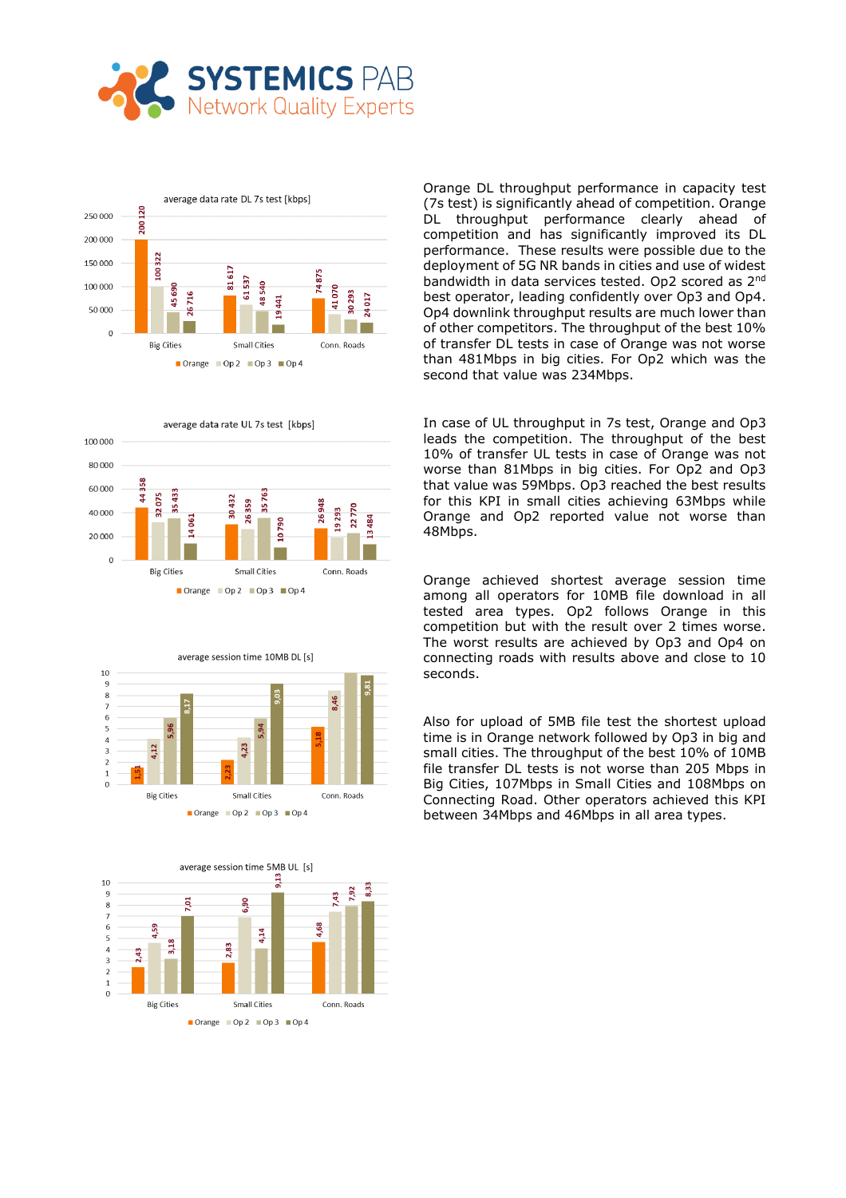SYSTEMICS PAB
Network Quality Experts

average data rate DL 7s test [kbps]

250 000
200 000
150 000
100 000
50 000
0

200 120
100 322
45 690
26 716
81 617
61 537
48 540
19 441
74 875
41 070
30 293
24 017

Big Cities
Small Cities
Conn. Roads

Orange
Op 2
Op 3
Op 4

Orange DL throughput performance in capacity test (7s test) is significantly ahead of competition. Orange DL throughput performance clearly ahead of competition and has significantly improved its DL performance. These results were possible due to the deployment of 5G NR bands in cities and use of widest bandwidth in data services tested. Op2 scored as 2nd best operator, leading confidently over Op3 and Op4. Op4 downlink throughput results are much lower than of other competitors. The throughput of the best 10% of transfer DL tests in case of Orange was not worse than 481Mbps in big cities. For Op2 which was the second that value was 234Mbps.

average data rate UL 7s test [kbps]

100 000
80 000
60 000
40 000
20 000
0

44 358
32 075
35 433
14 061
30 432
26 359
35 763
10 790
26 948
19 293
22 770
13 484

Big Cities
Small Cities
Conn. Roads

Orange
Op 2
Op 3
Op 4

In case of UL throughput in 7s test, Orange and Op3 leads the competition. The throughput of the best 10% of transfer UL tests in case of Orange was not worse than 81Mbps in big cities. For Op2 and Op3 that value was 59Mbps. Op3 reached the best results for this KPI in small cities achieving 63Mbps while Orange and Op2 reported value not worse than 48Mbps.

average session time 10MB DL [s]

10
9
8
7
6
5
4
3
2
1
0

1,51
4,12
5,96
8,17
2,23
4,23
5,94
9,03
5,18
8,46
9,81

Big Cities
Small Cities
Conn. Roads

Orange
Op 2
Op 3
Op 4

Orange achieved shortest average session time among all operators for 10MB file download in all tested area types. Op2 follows Orange in this competition but with the result over 2 times worse. The worst results are achieved by Op3 and Op4 on connecting roads with results above and close to 10 seconds.

average session time 5MB UL [s]

10
9
8
7
6
5
4
3
2
1
0

2,43
4,59
3,18
7,01
2,83
6,90
4,14
9,13
4,68
7,43
7,92
8,33

Big Cities
Small Cities
Conn. Roads

Orange
Op 2
Op 3
Op 4

Also for upload of 5MB file test the shortest upload time is in Orange network followed by Op3 in big and small cities. The throughput of the best 10% of 10MB file transfer DL tests is not worse than 205 Mbps in Big Cities, 107Mbps in Small Cities and 108Mbps on Connecting Road. Other operators achieved this KPI between 34Mbps and 46Mbps in all area types.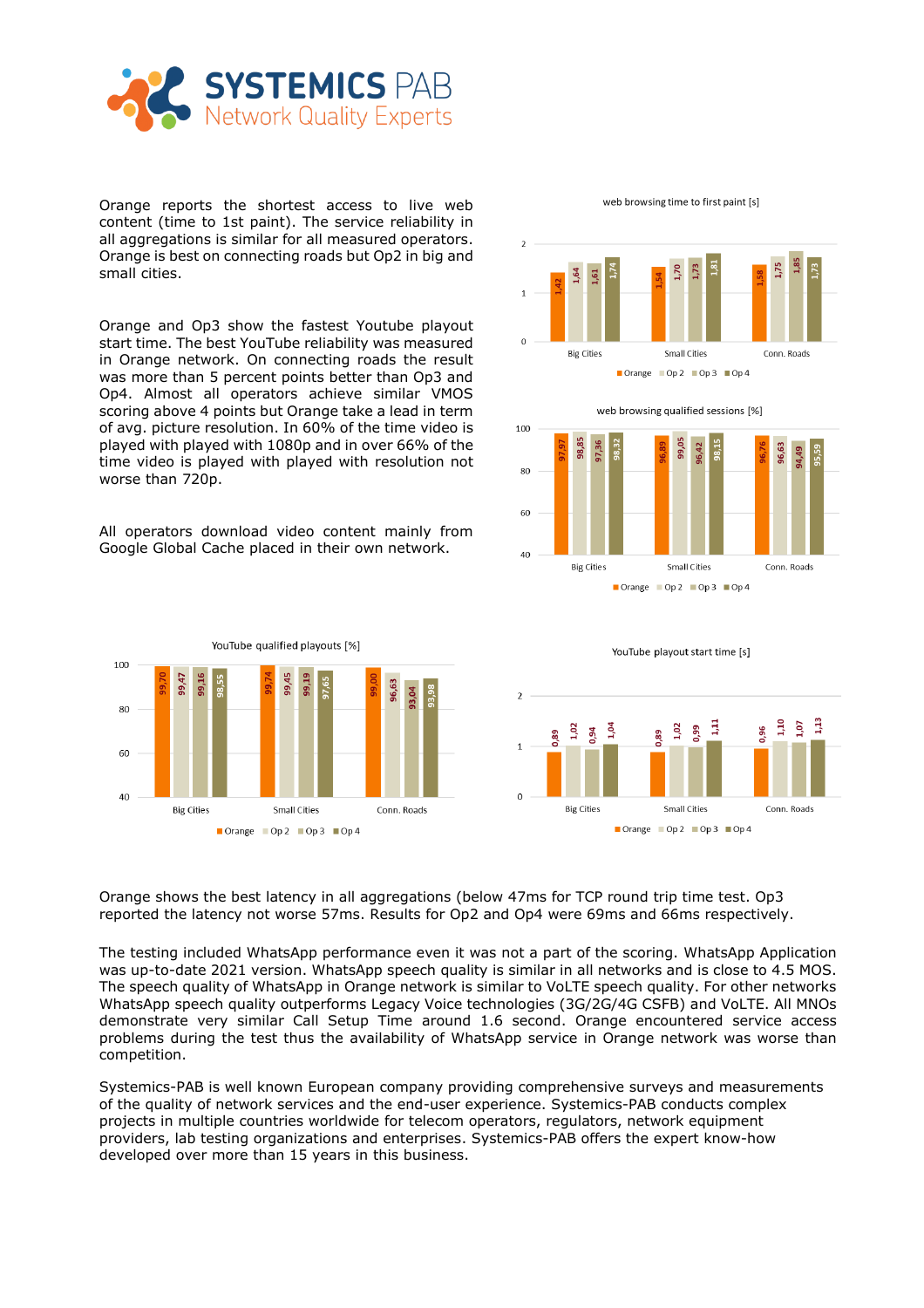SYSTEMICS PAB
Network Quality Experts

Orange reports the shortest access to live web content (time to 1st paint). The service reliability in all aggregations is similar for all measured operators. Orange is best on connecting roads but Op2 in big and small cities.

Orange and Op3 show the fastest Youtube playout start time. The best YouTube reliability was measured in Orange network. On connecting roads the result was more than 5 percent points better than Op3 and Op4. Almost all operators achieve similar VMOS scoring above 4 points but Orange take a lead in term of avg. picture resolution. In 60% of the time video is played with 1080p and in over 66% of the time video is played with played with resolution not worse than 720p.

All operators download video content mainly from Google Global Cache placed in their own network.

web browsing time to first paint [s]

2
1
0

1,42 1,64 1,61 1,74
1,54 1,70 1,73 1,81
1,58 1,75 1,85 1,73

Big Cities Small Cities Conn. Roads

Orange Op 2 Op 3 Op 4

web browsing qualified sessions [%]

100
80
60
40

97,97 98,85 97,36 98,32
96,89 99,05 96,42 98,15
96,76 96,63 94,49 95,59

Big Cities Small Cities Conn. Roads

Orange Op 2 Op 3 Op 4

YouTube qualified playouts [%]

100
80
60
40

99,70 99,47 99,16 98,55
99,74 99,45 99,19 97,65
99,00 96,63 93,04 93,98

Big Cities Small Cities Conn. Roads

Orange Op 2 Op 3 Op 4

YouTube playout start time [s]

2
1
0

0,89 1,02 0,94 1,04
0,89 1,02 0,99 1,11
0,96 1,10 1,07 1,13

Big Cities Small Cities Conn. Roads

Orange Op 2 Op 3 Op 4

Orange shows the best latency in all aggregations (below 47ms for TCP round trip time test. Op3 reported the latency not worse 57ms. Results for Op2 and Op4 were 69ms and 66ms respectively.

The testing included WhatsApp performance even it was not a part of the scoring. WhatsApp Application was up-to-date 2021 version. WhatsApp speech quality is similar in all networks and is close to 4.5 MOS. The speech quality of WhatsApp in Orange network is similar to VoLTE speech quality. For other networks WhatsApp speech quality outperforms Legacy Voice technologies (3G/2G/4G CSFB) and VoLTE. All MNOs demonstrate very similar Call Setup Time around 1.6 second. Orange encountered service access problems during the test thus the availability of WhatsApp service in Orange network was worse than competition.

Systemics-PAB is well known European company providing comprehensive surveys and measurements of the quality of network services and the end-user experience. Systemics-PAB conducts complex projects in multiple countries worldwide for telecom operators, regulators, network equipment providers, lab testing organizations and enterprises. Systemics-PAB offers the expert know-how developed over more than 15 years in this business.